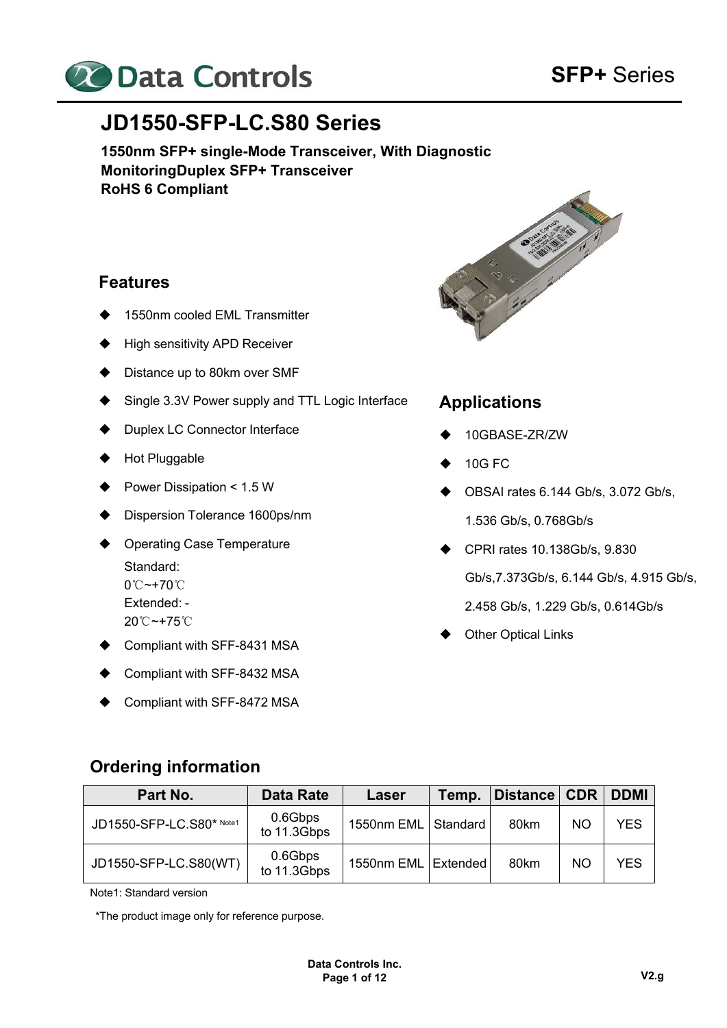# JD1550-SFP-LC.S80 Series

**1550nm SFP+ single-Mode Transceiver, With Diagnostic MonitoringDuplex SFP+ Transceiver**
**RoHS 6 Compliant**

## Features

- 1550nm cooled EML Transmitter
- High sensitivity APD Receiver
- Distance up to 80km over SMF
- Single 3.3V Power supply and TTL Logic Interface
- Duplex LC Connector Interface
- Hot Pluggable
- Power Dissipation < 1.5 W
- Dispersion Tolerance 1600ps/nm
- Operating Case Temperature
  Standard:
  0℃~+70℃
  Extended: -
  20℃~+75℃
- Compliant with SFF-8431 MSA
- Compliant with SFF-8432 MSA
- Compliant with SFF-8472 MSA

## Applications

- 10GBASE-ZR/ZW
- 10G FC
- OBSAI rates 6.144 Gb/s, 3.072 Gb/s, 1.536 Gb/s, 0.768Gb/s
- CPRI rates 10.138Gb/s, 9.830 Gb/s,7.373Gb/s, 6.144 Gb/s, 4.915 Gb/s, 2.458 Gb/s, 1.229 Gb/s, 0.614Gb/s
- Other Optical Links

## Ordering information

| Part No. | Data Rate | Laser | Temp. | Distance | CDR | DDMI |
|---|---|---|---|---|---|---|
| JD1550-SFP-LC.S80* Note1 | 0.6Gbps to 11.3Gbps | 1550nm EML | Standard | 80km | NO | YES |
| JD1550-SFP-LC.S80(WT) | 0.6Gbps to 11.3Gbps | 1550nm EML | Extended | 80km | NO | YES |

Note1: Standard version

*The product image only for reference purpose.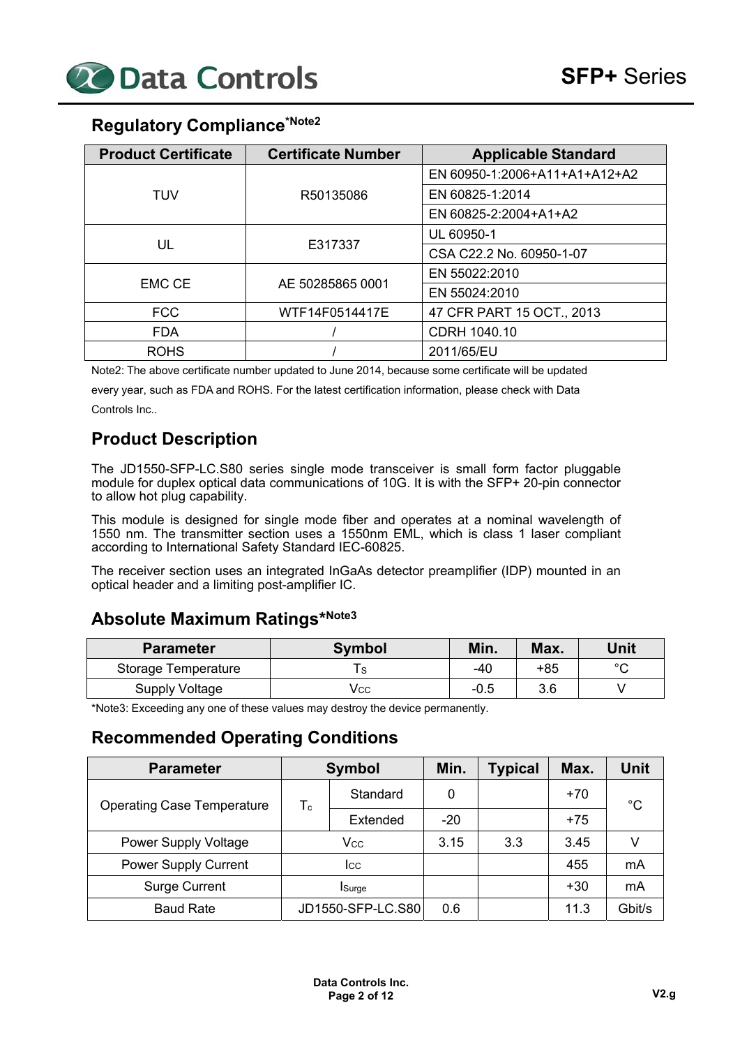## Regulatory Compliance*Note2

| Product Certificate | Certificate Number | Applicable Standard |
|---|---|---|
| TUV | R50135086 | EN 60950-1:2006+A11+A1+A12+A2 |
| | | EN 60825-1:2014 |
| | | EN 60825-2:2004+A1+A2 |
| UL | E317337 | UL 60950-1 |
| | | CSA C22.2 No. 60950-1-07 |
| EMC CE | AE 50285865 0001 | EN 55022:2010 |
| | | EN 55024:2010 |
| FCC | WTF14F0514417E | 47 CFR PART 15 OCT., 2013 |
| FDA | / | CDRH 1040.10 |
| ROHS | / | 2011/65/EU |

Note2: The above certificate number updated to June 2014, because some certificate will be updated every year, such as FDA and ROHS. For the latest certification information, please check with Data Controls Inc..

## Product Description

The JD1550-SFP-LC.S80 series single mode transceiver is small form factor pluggable module for duplex optical data communications of 10G. It is with the SFP+ 20-pin connector to allow hot plug capability.

This module is designed for single mode fiber and operates at a nominal wavelength of 1550 nm. The transmitter section uses a 1550nm EML, which is class 1 laser compliant according to International Safety Standard IEC-60825.

The receiver section uses an integrated InGaAs detector preamplifier (IDP) mounted in an optical header and a limiting post-amplifier IC.

## Absolute Maximum Ratings*Note3

| Parameter | Symbol | Min. | Max. | Unit |
|---|---|---|---|---|
| Storage Temperature | $T_S$ | -40 | +85 | °C |
| Supply Voltage | $V_{CC}$ | -0.5 | 3.6 | V |

*Note3: Exceeding any one of these values may destroy the device permanently.

## Recommended Operating Conditions

| Parameter | Symbol | | Min. | Typical | Max. | Unit |
|---|---|---|---|---|---|---|
| Operating Case Temperature | $T_c$ | Standard | 0 | | +70 | °C |
| | | Extended | -20 | | +75 | |
| Power Supply Voltage | $V_{CC}$ | | 3.15 | 3.3 | 3.45 | V |
| Power Supply Current | $I_{CC}$ | | | | 455 | mA |
| Surge Current | $I_{Surge}$ | | | | +30 | mA |
| Baud Rate | JD1550-SFP-LC.S80 | | 0.6 | | 11.3 | Gbit/s |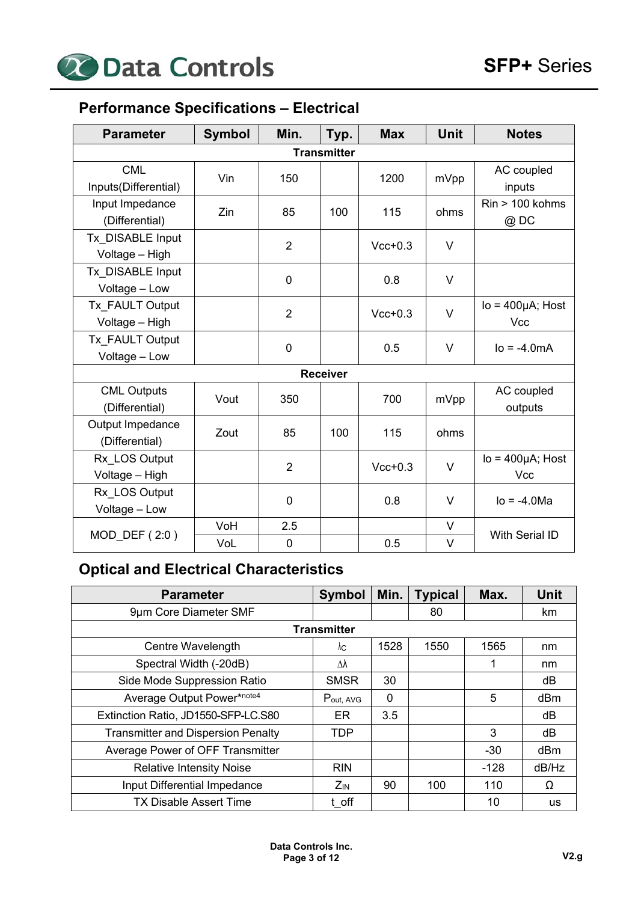## Performance Specifications – Electrical

| Parameter | Symbol | Min. | Typ. | Max | Unit | Notes |
|---|---|---|---|---|---|---|
| **Transmitter** | | | | | | |
| CML Inputs(Differential) | Vin | 150 | | 1200 | mVpp | AC coupled inputs |
| Input Impedance (Differential) | Zin | 85 | 100 | 115 | ohms | Rin > 100 kohms @ DC |
| Tx_DISABLE Input Voltage – High | | 2 | | Vcc+0.3 | V | |
| Tx_DISABLE Input Voltage – Low | | 0 | | 0.8 | V | |
| Tx_FAULT Output Voltage – High | | 2 | | Vcc+0.3 | V | Io = 400µA; Host Vcc |
| Tx_FAULT Output Voltage – Low | | 0 | | 0.5 | V | Io = -4.0mA |
| **Receiver** | | | | | | |
| CML Outputs (Differential) | Vout | 350 | | 700 | mVpp | AC coupled outputs |
| Output Impedance (Differential) | Zout | 85 | 100 | 115 | ohms | |
| Rx_LOS Output Voltage – High | | 2 | | Vcc+0.3 | V | Io = 400µA; Host Vcc |
| Rx_LOS Output Voltage – Low | | 0 | | 0.8 | V | Io = -4.0Ma |
| MOD_DEF ( 2:0 ) | VoH | 2.5 | | | V | With Serial ID |
| | VoL | 0 | | 0.5 | V | |

## Optical and Electrical Characteristics

| Parameter | Symbol | Min. | Typical | Max. | Unit |
|---|---|---|---|---|---|
| 9µm Core Diameter SMF | | | 80 | | km |
| **Transmitter** | | | | | |
| Centre Wavelength | $\lambda_C$ | 1528 | 1550 | 1565 | nm |
| Spectral Width (-20dB) | $\Delta\lambda$ | | | 1 | nm |
| Side Mode Suppression Ratio | SMSR | 30 | | | dB |
| Average Output Power*note4 | $P_{out,\ AVG}$ | 0 | | 5 | dBm |
| Extinction Ratio, JD1550-SFP-LC.S80 | ER | 3.5 | | | dB |
| Transmitter and Dispersion Penalty | TDP | | | 3 | dB |
| Average Power of OFF Transmitter | | | | -30 | dBm |
| Relative Intensity Noise | RIN | | | -128 | dB/Hz |
| Input Differential Impedance | $Z_{IN}$ | 90 | 100 | 110 | Ω |
| TX Disable Assert Time | t_off | | | 10 | us |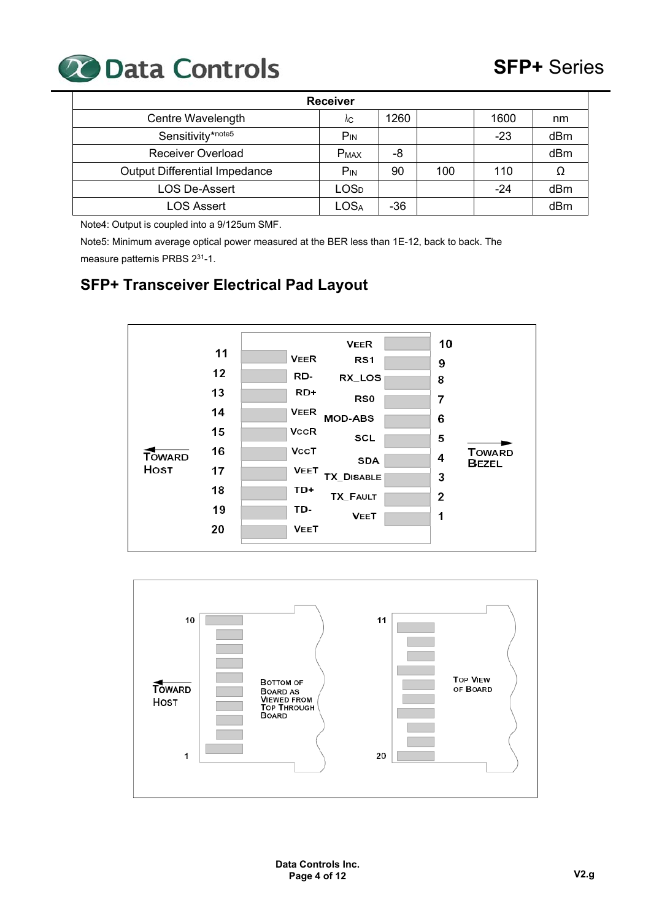| Receiver | | | | | |
|---|---|---|---|---|---|
| Centre Wavelength | $\lambda_C$ | 1260 | | 1600 | nm |
| Sensitivity*note5 | $P_{IN}$ | | | -23 | dBm |
| Receiver Overload | $P_{MAX}$ | -8 | | | dBm |
| Output Differential Impedance | $P_{IN}$ | 90 | 100 | 110 | Ω |
| LOS De-Assert | $LOS_D$ | | | -24 | dBm |
| LOS Assert | $LOS_A$ | -36 | | | dBm |

Note4: Output is coupled into a 9/125um SMF.

Note5: Minimum average optical power measured at the BER less than 1E-12, back to back. The measure patternis PRBS $2^{31}$-1.

## SFP+ Transceiver Electrical Pad Layout

| Pin | Signal | Pin | Signal |
|---|---|---|---|
| 11 | VEER | 10 | VEER |
| 12 | RD- | 9 | RS1 |
| 13 | RD+ | 8 | RX_LOS |
| 14 | VEER | 7 | RS0 |
| 15 | VCCR | 6 | MOD-ABS |
| 16 | VCCT | 5 | SCL |
| 17 | VEET | 4 | SDA |
| 18 | TD+ | 3 | TX_DISABLE |
| 19 | TD- | 2 | TX_FAULT |
| 20 | VEET | 1 | VEET |

TOWARD HOST ← → TOWARD BEZEL

TOWARD HOST

BOTTOM OF BOARD AS VIEWED FROM TOP THROUGH BOARD (pins 10 to 1)

TOP VIEW OF BOARD (pins 11 to 20)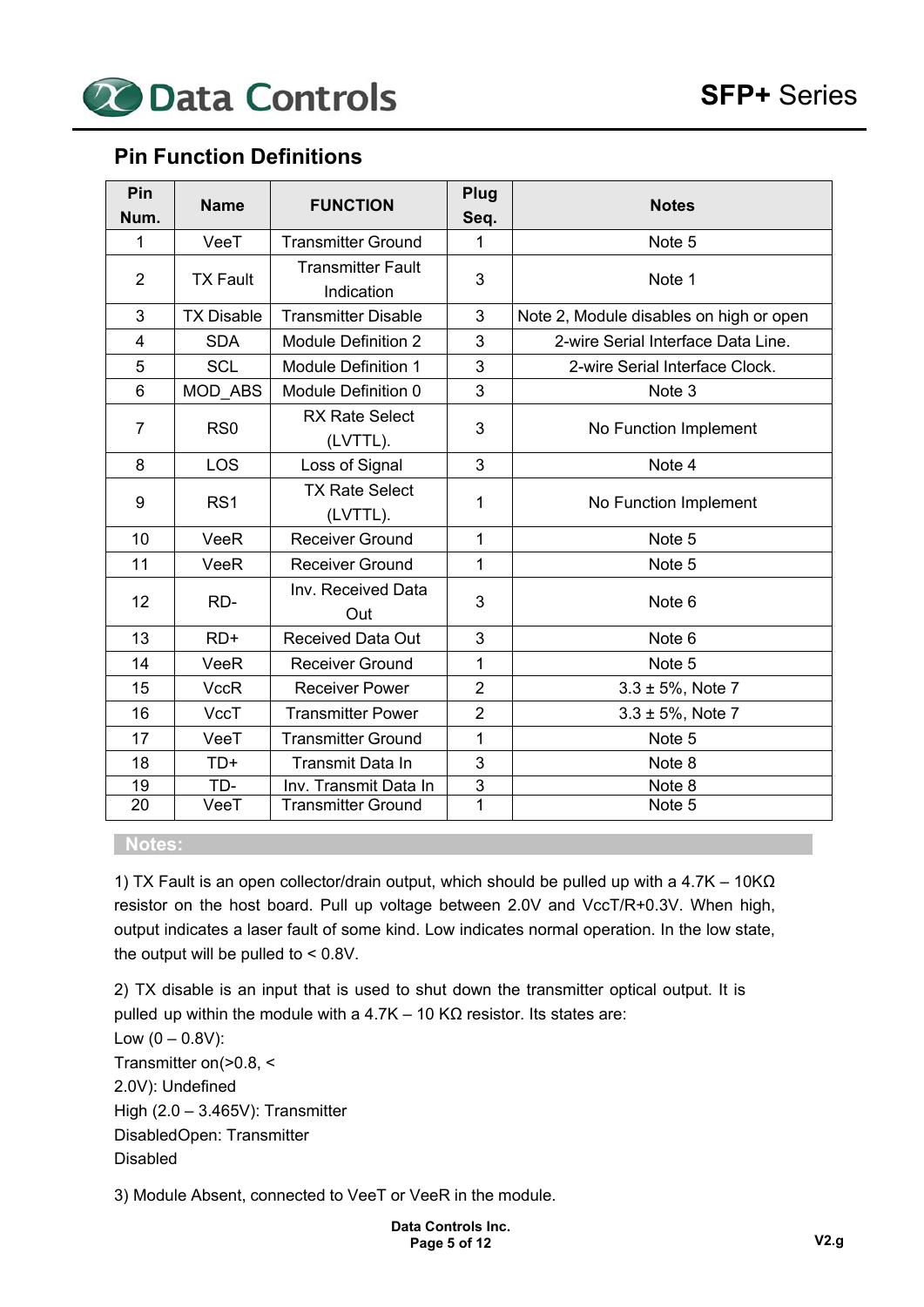## Pin Function Definitions

| Pin Num. | Name | FUNCTION | Plug Seq. | Notes |
|---|---|---|---|---|
| 1 | VeeT | Transmitter Ground | 1 | Note 5 |
| 2 | TX Fault | Transmitter Fault Indication | 3 | Note 1 |
| 3 | TX Disable | Transmitter Disable | 3 | Note 2, Module disables on high or open |
| 4 | SDA | Module Definition 2 | 3 | 2-wire Serial Interface Data Line. |
| 5 | SCL | Module Definition 1 | 3 | 2-wire Serial Interface Clock. |
| 6 | MOD_ABS | Module Definition 0 | 3 | Note 3 |
| 7 | RS0 | RX Rate Select (LVTTL). | 3 | No Function Implement |
| 8 | LOS | Loss of Signal | 3 | Note 4 |
| 9 | RS1 | TX Rate Select (LVTTL). | 1 | No Function Implement |
| 10 | VeeR | Receiver Ground | 1 | Note 5 |
| 11 | VeeR | Receiver Ground | 1 | Note 5 |
| 12 | RD- | Inv. Received Data Out | 3 | Note 6 |
| 13 | RD+ | Received Data Out | 3 | Note 6 |
| 14 | VeeR | Receiver Ground | 1 | Note 5 |
| 15 | VccR | Receiver Power | 2 | 3.3 ± 5%, Note 7 |
| 16 | VccT | Transmitter Power | 2 | 3.3 ± 5%, Note 7 |
| 17 | VeeT | Transmitter Ground | 1 | Note 5 |
| 18 | TD+ | Transmit Data In | 3 | Note 8 |
| 19 | TD- | Inv. Transmit Data In | 3 | Note 8 |
| 20 | VeeT | Transmitter Ground | 1 | Note 5 |

**Notes:**

1) TX Fault is an open collector/drain output, which should be pulled up with a 4.7K – 10KΩ resistor on the host board. Pull up voltage between 2.0V and VccT/R+0.3V. When high, output indicates a laser fault of some kind. Low indicates normal operation. In the low state, the output will be pulled to < 0.8V.

2) TX disable is an input that is used to shut down the transmitter optical output. It is pulled up within the module with a 4.7K – 10 KΩ resistor. Its states are:
Low (0 – 0.8V):
Transmitter on(>0.8, <
2.0V): Undefined
High (2.0 – 3.465V): Transmitter
DisabledOpen: Transmitter
Disabled

3) Module Absent, connected to VeeT or VeeR in the module.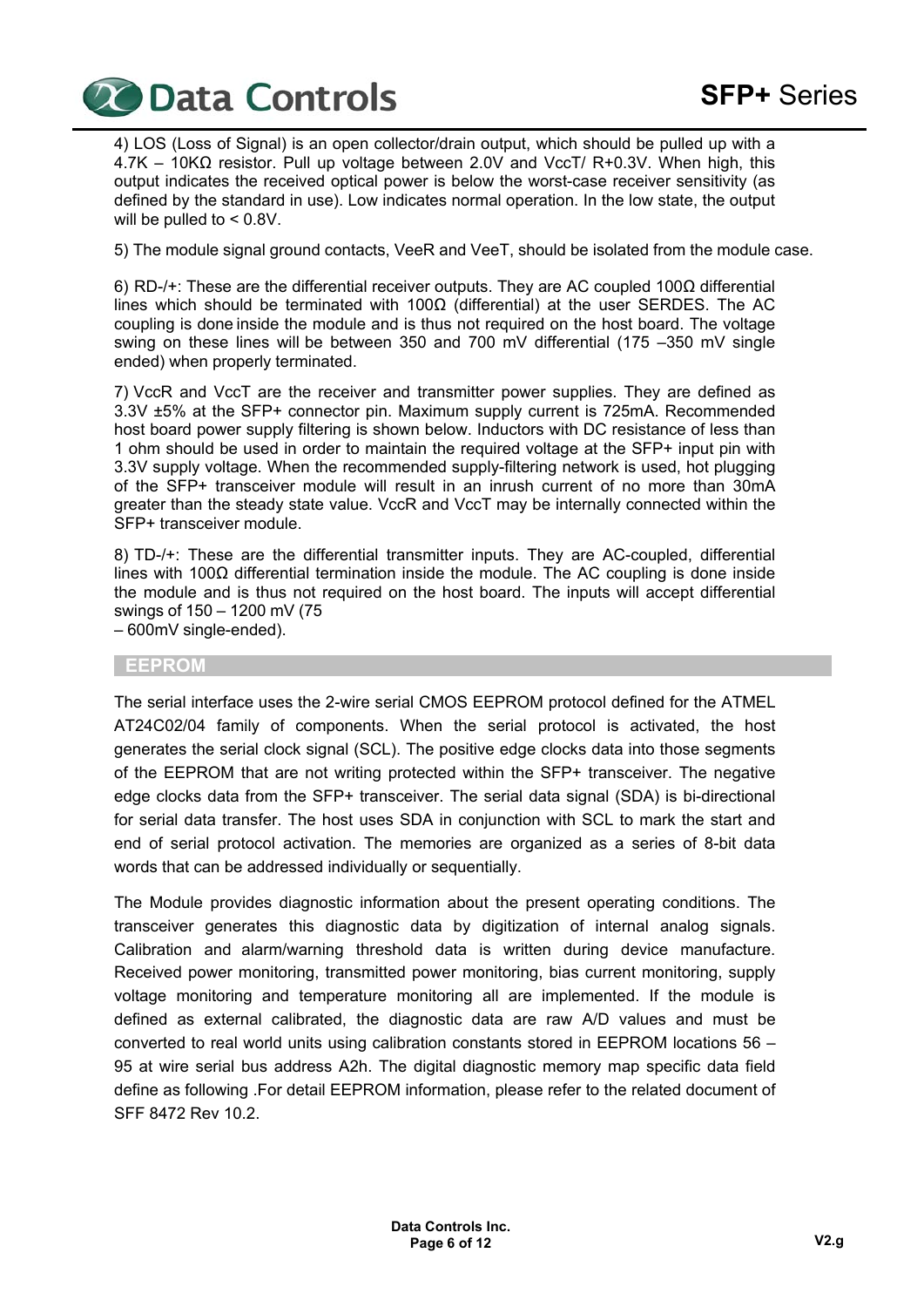4) LOS (Loss of Signal) is an open collector/drain output, which should be pulled up with a 4.7K – 10KΩ resistor. Pull up voltage between 2.0V and VccT/ R+0.3V. When high, this output indicates the received optical power is below the worst-case receiver sensitivity (as defined by the standard in use). Low indicates normal operation. In the low state, the output will be pulled to < 0.8V.

5) The module signal ground contacts, VeeR and VeeT, should be isolated from the module case.

6) RD-/+: These are the differential receiver outputs. They are AC coupled 100Ω differential lines which should be terminated with 100Ω (differential) at the user SERDES. The AC coupling is done inside the module and is thus not required on the host board. The voltage swing on these lines will be between 350 and 700 mV differential (175 –350 mV single ended) when properly terminated.

7) VccR and VccT are the receiver and transmitter power supplies. They are defined as 3.3V ±5% at the SFP+ connector pin. Maximum supply current is 725mA. Recommended host board power supply filtering is shown below. Inductors with DC resistance of less than 1 ohm should be used in order to maintain the required voltage at the SFP+ input pin with 3.3V supply voltage. When the recommended supply-filtering network is used, hot plugging of the SFP+ transceiver module will result in an inrush current of no more than 30mA greater than the steady state value. VccR and VccT may be internally connected within the SFP+ transceiver module.

8) TD-/+: These are the differential transmitter inputs. They are AC-coupled, differential lines with 100Ω differential termination inside the module. The AC coupling is done inside the module and is thus not required on the host board. The inputs will accept differential swings of 150 – 1200 mV (75 – 600mV single-ended).

## EEPROM

The serial interface uses the 2-wire serial CMOS EEPROM protocol defined for the ATMEL AT24C02/04 family of components. When the serial protocol is activated, the host generates the serial clock signal (SCL). The positive edge clocks data into those segments of the EEPROM that are not writing protected within the SFP+ transceiver. The negative edge clocks data from the SFP+ transceiver. The serial data signal (SDA) is bi-directional for serial data transfer. The host uses SDA in conjunction with SCL to mark the start and end of serial protocol activation. The memories are organized as a series of 8-bit data words that can be addressed individually or sequentially.

The Module provides diagnostic information about the present operating conditions. The transceiver generates this diagnostic data by digitization of internal analog signals. Calibration and alarm/warning threshold data is written during device manufacture. Received power monitoring, transmitted power monitoring, bias current monitoring, supply voltage monitoring and temperature monitoring all are implemented. If the module is defined as external calibrated, the diagnostic data are raw A/D values and must be converted to real world units using calibration constants stored in EEPROM locations 56 – 95 at wire serial bus address A2h. The digital diagnostic memory map specific data field define as following .For detail EEPROM information, please refer to the related document of SFF 8472 Rev 10.2.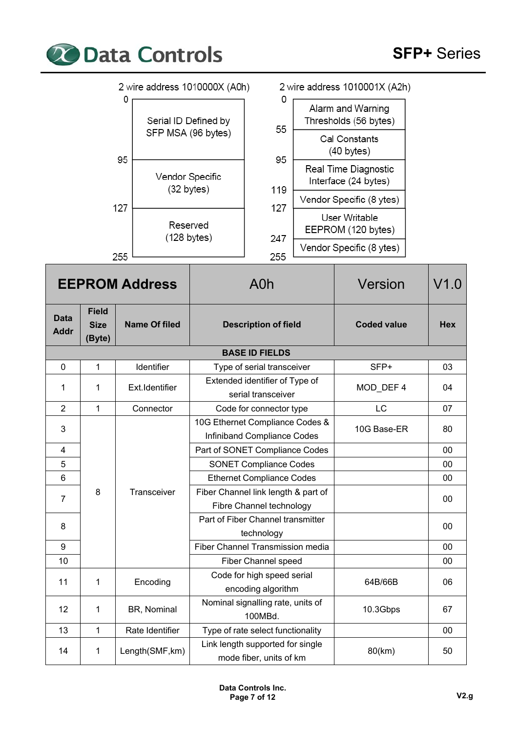2 wire address 1010000X (A0h)

| Address | Content |
|---|---|
| 0 | Serial ID Defined by SFP MSA (96 bytes) |
| 95 | Vendor Specific (32 bytes) |
| 127 | Reserved (128 bytes) |
| 255 | |

2 wire address 1010001X (A2h)

| Address | Content |
|---|---|
| 0 | Alarm and Warning Thresholds (56 bytes) |
| 55 | Cal Constants (40 bytes) |
| 95 | Real Time Diagnostic Interface (24 bytes) |
| 119 | Vendor Specific (8 ytes) |
| 127 | User Writable EEPROM (120 bytes) |
| 247 | Vendor Specific (8 ytes) |
| 255 | |

| **EEPROM Address** | | | A0h | Version | V1.0 |
|---|---|---|---|---|---|
| **Data Addr** | **Field Size (Byte)** | **Name Of filed** | **Description of field** | **Coded value** | **Hex** |
| | | | **BASE ID FIELDS** | | |
| 0 | 1 | Identifier | Type of serial transceiver | SFP+ | 03 |
| 1 | 1 | Ext.Identifier | Extended identifier of Type of serial transceiver | MOD_DEF 4 | 04 |
| 2 | 1 | Connector | Code for connector type | LC | 07 |
| 3 | 8 | Transceiver | 10G Ethernet Compliance Codes & Infiniband Compliance Codes | 10G Base-ER | 80 |
| 4 | | | Part of SONET Compliance Codes | | 00 |
| 5 | | | SONET Compliance Codes | | 00 |
| 6 | | | Ethernet Compliance Codes | | 00 |
| 7 | | | Fiber Channel link length & part of Fibre Channel technology | | 00 |
| 8 | | | Part of Fiber Channel transmitter technology | | 00 |
| 9 | | | Fiber Channel Transmission media | | 00 |
| 10 | | | Fiber Channel speed | | 00 |
| 11 | 1 | Encoding | Code for high speed serial encoding algorithm | 64B/66B | 06 |
| 12 | 1 | BR, Nominal | Nominal signalling rate, units of 100MBd. | 10.3Gbps | 67 |
| 13 | 1 | Rate Identifier | Type of rate select functionality | | 00 |
| 14 | 1 | Length(SMF,km) | Link length supported for single mode fiber, units of km | 80(km) | 50 |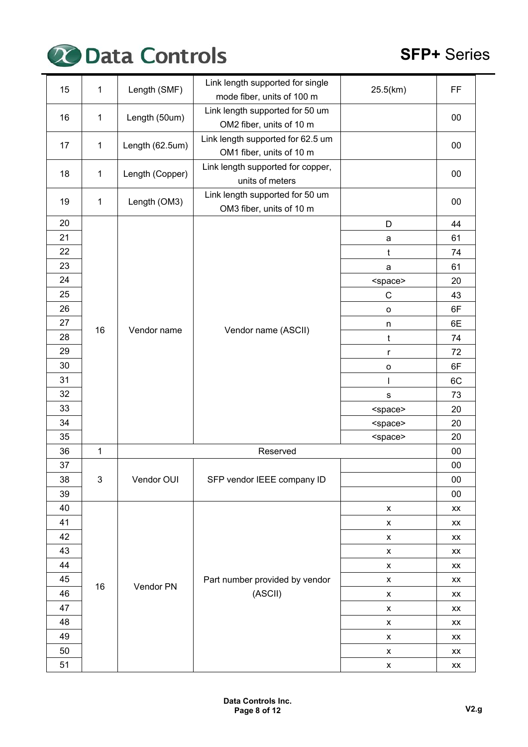| 15 | 1 | Length (SMF) | Link length supported for single mode fiber, units of 100 m | 25.5(km) | FF |
|---|---|---|---|---|---|
| 16 | 1 | Length (50um) | Link length supported for 50 um OM2 fiber, units of 10 m | | 00 |
| 17 | 1 | Length (62.5um) | Link length supported for 62.5 um OM1 fiber, units of 10 m | | 00 |
| 18 | 1 | Length (Copper) | Link length supported for copper, units of meters | | 00 |
| 19 | 1 | Length (OM3) | Link length supported for 50 um OM3 fiber, units of 10 m | | 00 |
| 20 | 16 | Vendor name | Vendor name (ASCII) | D | 44 |
| 21 | | | | a | 61 |
| 22 | | | | t | 74 |
| 23 | | | | a | 61 |
| 24 | | | | <space> | 20 |
| 25 | | | | C | 43 |
| 26 | | | | o | 6F |
| 27 | | | | n | 6E |
| 28 | | | | t | 74 |
| 29 | | | | r | 72 |
| 30 | | | | o | 6F |
| 31 | | | | l | 6C |
| 32 | | | | s | 73 |
| 33 | | | | <space> | 20 |
| 34 | | | | <space> | 20 |
| 35 | | | | <space> | 20 |
| 36 | 1 | Reserved | | | 00 |
| 37 | 3 | Vendor OUI | SFP vendor IEEE company ID | | 00 |
| 38 | | | | | 00 |
| 39 | | | | | 00 |
| 40 | 16 | Vendor PN | Part number provided by vendor (ASCII) | x | xx |
| 41 | | | | x | xx |
| 42 | | | | x | xx |
| 43 | | | | x | xx |
| 44 | | | | x | xx |
| 45 | | | | x | xx |
| 46 | | | | x | xx |
| 47 | | | | x | xx |
| 48 | | | | x | xx |
| 49 | | | | x | xx |
| 50 | | | | x | xx |
| 51 | | | | x | xx |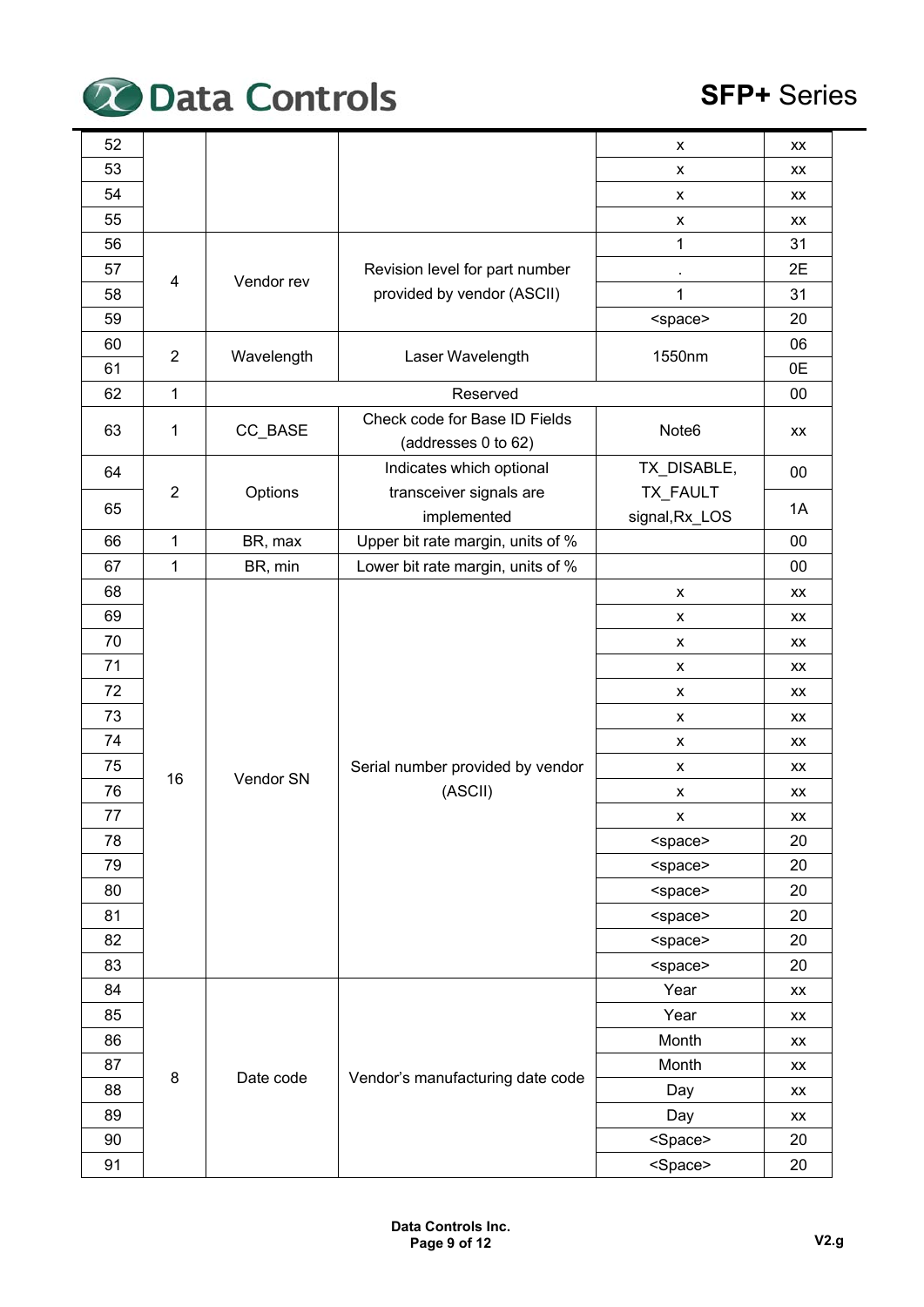| 52 | | | | x | xx |
|---|---|---|---|---|---|
| 53 | | | | x | xx |
| 54 | | | | x | xx |
| 55 | | | | x | xx |
| 56 | 4 | Vendor rev | Revision level for part number provided by vendor (ASCII) | 1 | 31 |
| 57 | | | | . | 2E |
| 58 | | | | 1 | 31 |
| 59 | | | | <space> | 20 |
| 60 | 2 | Wavelength | Laser Wavelength | 1550nm | 06 |
| 61 | | | | | 0E |
| 62 | 1 | Reserved | | | 00 |
| 63 | 1 | CC_BASE | Check code for Base ID Fields (addresses 0 to 62) | Note6 | xx |
| 64 | 2 | Options | Indicates which optional transceiver signals are implemented | TX_DISABLE, TX_FAULT signal,Rx_LOS | 00 |
| 65 | | | | | 1A |
| 66 | 1 | BR, max | Upper bit rate margin, units of % | | 00 |
| 67 | 1 | BR, min | Lower bit rate margin, units of % | | 00 |
| 68 | 16 | Vendor SN | Serial number provided by vendor (ASCII) | x | xx |
| 69 | | | | x | xx |
| 70 | | | | x | xx |
| 71 | | | | x | xx |
| 72 | | | | x | xx |
| 73 | | | | x | xx |
| 74 | | | | x | xx |
| 75 | | | | x | xx |
| 76 | | | | x | xx |
| 77 | | | | x | xx |
| 78 | | | | <space> | 20 |
| 79 | | | | <space> | 20 |
| 80 | | | | <space> | 20 |
| 81 | | | | <space> | 20 |
| 82 | | | | <space> | 20 |
| 83 | | | | <space> | 20 |
| 84 | 8 | Date code | Vendor's manufacturing date code | Year | xx |
| 85 | | | | Year | xx |
| 86 | | | | Month | xx |
| 87 | | | | Month | xx |
| 88 | | | | Day | xx |
| 89 | | | | Day | xx |
| 90 | | | | <Space> | 20 |
| 91 | | | | <Space> | 20 |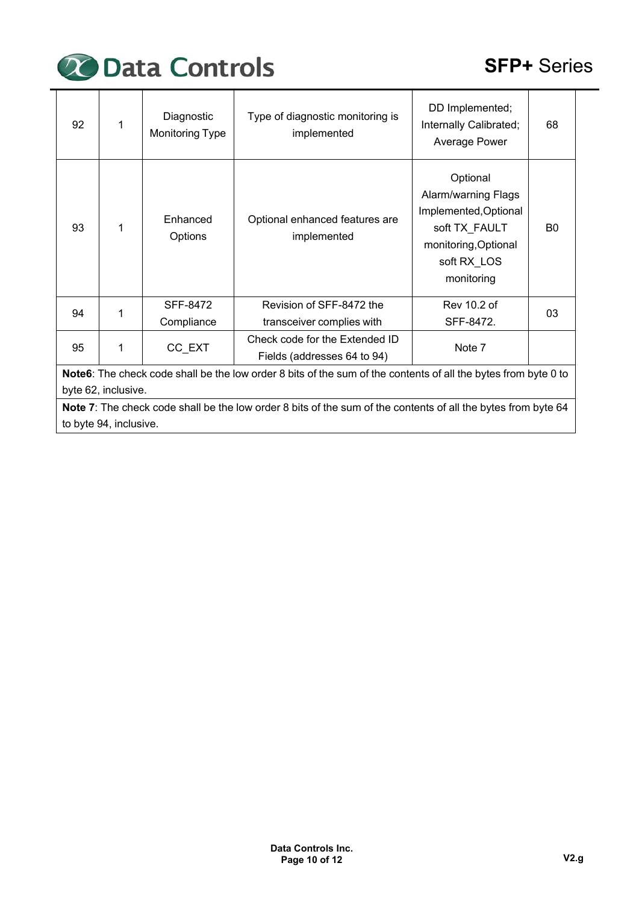| 92 | 1 | Diagnostic Monitoring Type | Type of diagnostic monitoring is implemented | DD Implemented; Internally Calibrated; Average Power | 68 |
|---|---|---|---|---|---|
| 93 | 1 | Enhanced Options | Optional enhanced features are implemented | Optional Alarm/warning Flags Implemented,Optional soft TX_FAULT monitoring,Optional soft RX_LOS monitoring | B0 |
| 94 | 1 | SFF-8472 Compliance | Revision of SFF-8472 the transceiver complies with | Rev 10.2 of SFF-8472. | 03 |
| 95 | 1 | CC_EXT | Check code for the Extended ID Fields (addresses 64 to 94) | Note 7 | |
| **Note6**: The check code shall be the low order 8 bits of the sum of the contents of all the bytes from byte 0 to byte 62, inclusive. | | | | | |
| **Note 7**: The check code shall be the low order 8 bits of the sum of the contents of all the bytes from byte 64 to byte 94, inclusive. | | | | | |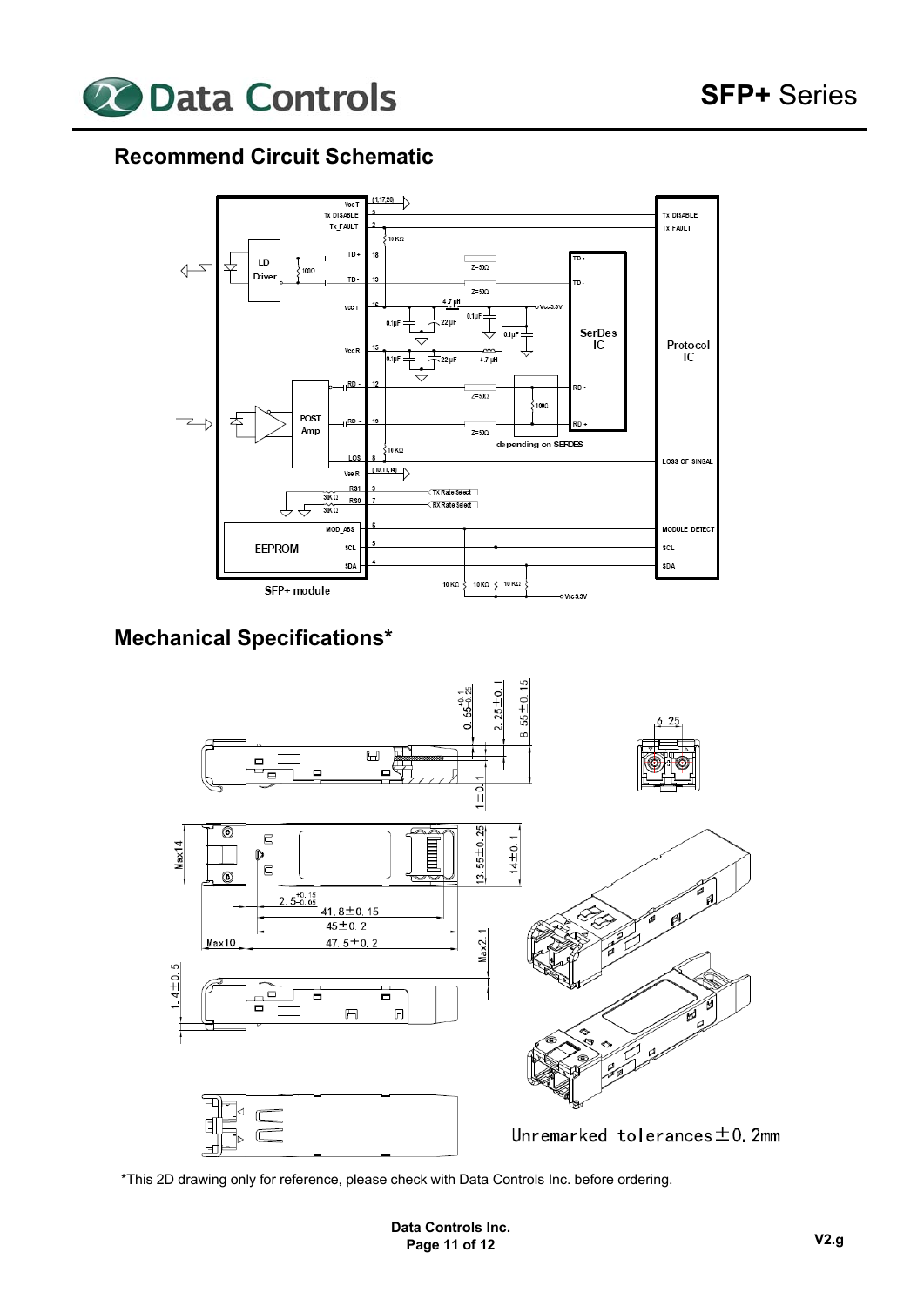## Recommend Circuit Schematic

## Mechanical Specifications*

*This 2D drawing only for reference, please check with Data Controls Inc. before ordering.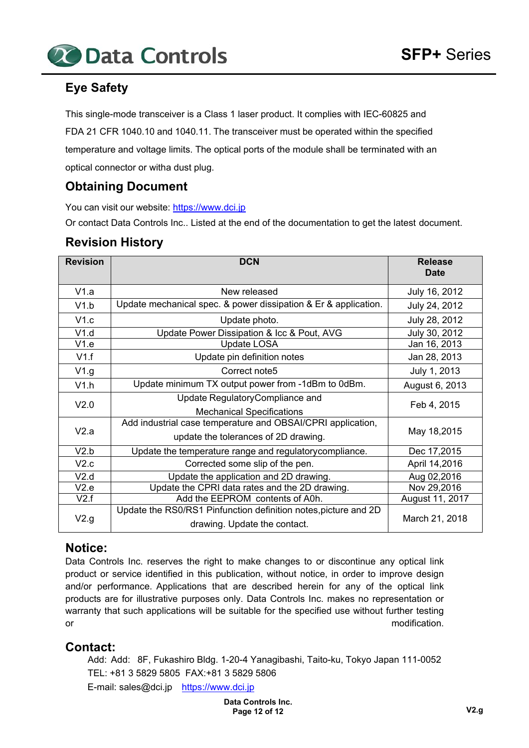## Eye Safety

This single-mode transceiver is a Class 1 laser product. It complies with IEC-60825 and FDA 21 CFR 1040.10 and 1040.11. The transceiver must be operated within the specified temperature and voltage limits. The optical ports of the module shall be terminated with an optical connector or witha dust plug.

## Obtaining Document

You can visit our website: https://www.dci.jp

Or contact Data Controls Inc.. Listed at the end of the documentation to get the latest document.

## Revision History

| Revision | DCN | Release Date |
|---|---|---|
| V1.a | New released | July 16, 2012 |
| V1.b | Update mechanical spec. & power dissipation & Er & application. | July 24, 2012 |
| V1.c | Update photo. | July 28, 2012 |
| V1.d | Update Power Dissipation & Icc & Pout, AVG | July 30, 2012 |
| V1.e | Update LOSA | Jan 16, 2013 |
| V1.f | Update pin definition notes | Jan 28, 2013 |
| V1.g | Correct note5 | July 1, 2013 |
| V1.h | Update minimum TX output power from -1dBm to 0dBm. | August 6, 2013 |
| V2.0 | Update RegulatoryCompliance and Mechanical Specifications | Feb 4, 2015 |
| V2.a | Add industrial case temperature and OBSAI/CPRI application, update the tolerances of 2D drawing. | May 18,2015 |
| V2.b | Update the temperature range and regulatorycompliance. | Dec 17,2015 |
| V2.c | Corrected some slip of the pen. | April 14,2016 |
| V2.d | Update the application and 2D drawing. | Aug 02,2016 |
| V2.e | Update the CPRI data rates and the 2D drawing. | Nov 29,2016 |
| V2.f | Add the EEPROM contents of A0h. | August 11, 2017 |
| V2.g | Update the RS0/RS1 Pinfunction definition notes,picture and 2D drawing. Update the contact. | March 21, 2018 |

## Notice:

Data Controls Inc. reserves the right to make changes to or discontinue any optical link product or service identified in this publication, without notice, in order to improve design and/or performance. Applications that are described herein for any of the optical link products are for illustrative purposes only. Data Controls Inc. makes no representation or warranty that such applications will be suitable for the specified use without further testing or modification.

## Contact:

Add: Add: 8F, Fukashiro Bldg. 1-20-4 Yanagibashi, Taito-ku, Tokyo Japan 111-0052

TEL: +81 3 5829 5805 FAX:+81 3 5829 5806

E-mail: sales@dci.jp https://www.dci.jp